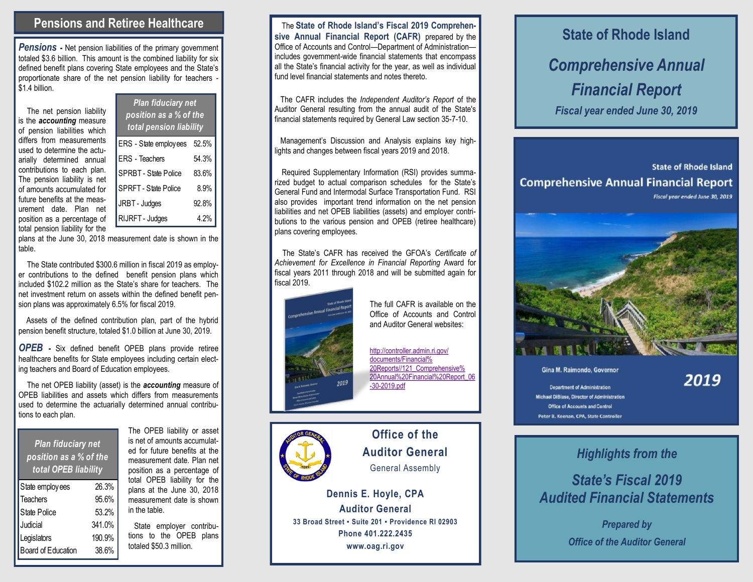## Pensions and Retiree Healthcare

***Pensions*** **-** Net pension liabilities of the primary government totaled $3.6 billion. This amount is the combined liability for six defined benefit plans covering State employees and the State's proportionate share of the net pension liability for teachers - $1.4 billion.

The net pension liability is the ***accounting*** measure of pension liabilities which differs from measurements used to determine the actuarially determined annual contributions to each plan. The pension liability is net of amounts accumulated for future benefits at the measurement date. Plan net position as a percentage of total pension liability for the plans at the June 30, 2018 measurement date is shown in the table.

| *Plan fiduciary net position as a % of the total pension liability* | |
|---|---|
| ERS - State employees | 52.5% |
| ERS - Teachers | 54.3% |
| SPRBT - State Police | 83.6% |
| SPRFT - State Police | 8.9% |
| JRBT - Judges | 92.8% |
| RIJRFT - Judges | 4.2% |

The State contributed $300.6 million in fiscal 2019 as employer contributions to the defined benefit pension plans which included $102.2 million as the State's share for teachers. The net investment return on assets within the defined benefit pension plans was approximately 6.5% for fiscal 2019.

Assets of the defined contribution plan, part of the hybrid pension benefit structure, totaled $1.0 billion at June 30, 2019.

***OPEB*** **-** Six defined benefit OPEB plans provide retiree healthcare benefits for State employees including certain electing teachers and Board of Education employees.

The net OPEB liability (asset) is the ***accounting*** measure of OPEB liabilities and assets which differs from measurements used to determine the actuarially determined annual contributions to each plan.

| *Plan fiduciary net position as a % of the total OPEB liability* | |
|---|---|
| State employees | 26.3% |
| Teachers | 95.6% |
| State Police | 53.2% |
| Judicial | 341.0% |
| Legislators | 190.9% |
| Board of Education | 38.6% |

The OPEB liability or asset is net of amounts accumulated for future benefits at the measurement date. Plan net position as a percentage of total OPEB liability for the plans at the June 30, 2018 measurement date is shown in the table.

State employer contributions to the OPEB plans totaled $50.3 million.

The **State of Rhode Island's Fiscal 2019 Comprehensive Annual Financial Report (CAFR)** prepared by the Office of Accounts and Control—Department of Administration—includes government-wide financial statements that encompass all the State's financial activity for the year, as well as individual fund level financial statements and notes thereto.

The CAFR includes the *Independent Auditor's Report* of the Auditor General resulting from the annual audit of the State's financial statements required by General Law section 35-7-10.

Management's Discussion and Analysis explains key highlights and changes between fiscal years 2019 and 2018.

Required Supplementary Information (RSI) provides summarized budget to actual comparison schedules for the State's General Fund and Intermodal Surface Transportation Fund. RSI also provides important trend information on the net pension liabilities and net OPEB liabilities (assets) and employer contributions to the various pension and OPEB (retiree healthcare) plans covering employees.

The State's CAFR has received the GFOA's *Certificate of Achievement for Excellence in Financial Reporting* Award for fiscal years 2011 through 2018 and will be submitted again for fiscal 2019.

The full CAFR is available on the Office of Accounts and Control and Auditor General websites:

http://controller.admin.ri.gov/documents/Financial%20Reports//121_Comprehensive%20Annual%20Financial%20Report_06-30-2019.pdf

### Office of the Auditor General

General Assembly

**Dennis E. Hoyle, CPA**
**Auditor General**
**33 Broad Street ▪ Suite 201 ▪ Providence RI 02903**
**Phone 401.222.2435**
**www.oag.ri.gov**

# State of Rhode Island

## *Comprehensive Annual Financial Report*

### *Fiscal year ended June 30, 2019*

State of Rhode Island
Comprehensive Annual Financial Report
*Fiscal year ended June 30, 2019*

Gina M. Raimondo, Governor
Department of Administration
Michael DiBiase, Director of Administration
Office of Accounts and Control
Peter B. Keenan, CPA, State Controller

2019

### *Highlights from the*

## *State's Fiscal 2019 Audited Financial Statements*

***Prepared by***
***Office of the Auditor General***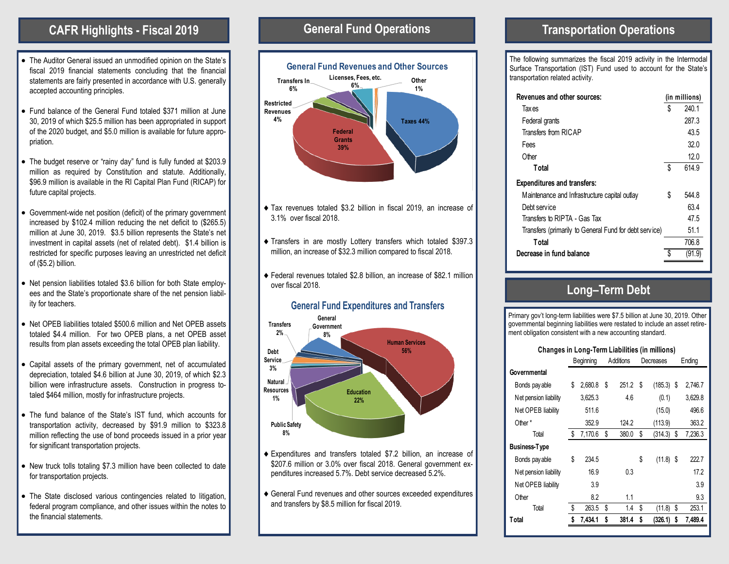## CAFR Highlights - Fiscal 2019

- The Auditor General issued an unmodified opinion on the State's fiscal 2019 financial statements concluding that the financial statements are fairly presented in accordance with U.S. generally accepted accounting principles.
- Fund balance of the General Fund totaled $371 million at June 30, 2019 of which $25.5 million has been appropriated in support of the 2020 budget, and $5.0 million is available for future appropriation.
- The budget reserve or "rainy day" fund is fully funded at $203.9 million as required by Constitution and statute. Additionally, $96.9 million is available in the RI Capital Plan Fund (RICAP) for future capital projects.
- Government-wide net position (deficit) of the primary government increased by $102.4 million reducing the net deficit to ($265.5) million at June 30, 2019. $3.5 billion represents the State's net investment in capital assets (net of related debt). $1.4 billion is restricted for specific purposes leaving an unrestricted net deficit of ($5.2) billion.
- Net pension liabilities totaled $3.6 billion for both State employees and the State's proportionate share of the net pension liability for teachers.
- Net OPEB liabilities totaled $500.6 million and Net OPEB assets totaled $4.4 million. For two OPEB plans, a net OPEB asset results from plan assets exceeding the total OPEB plan liability.
- Capital assets of the primary government, net of accumulated depreciation, totaled $4.6 billion at June 30, 2019, of which $2.3 billion were infrastructure assets. Construction in progress totaled $464 million, mostly for infrastructure projects.
- The fund balance of the State's IST fund, which accounts for transportation activity, decreased by $91.9 million to $323.8 million reflecting the use of bond proceeds issued in a prior year for significant transportation projects.
- New truck tolls totaling $7.3 million have been collected to date for transportation projects.
- The State disclosed various contingencies related to litigation, federal program compliance, and other issues within the notes to the financial statements.

## General Fund Operations

**General Fund Revenues and Other Sources**

Transfers In 6%
Licenses, Fees, etc. 6%
Other 1%
Restricted Revenues 4%
Federal Grants 39%
Taxes 44%

- ♦ Tax revenues totaled $3.2 billion in fiscal 2019, an increase of 3.1% over fiscal 2018.
- ♦ Transfers in are mostly Lottery transfers which totaled $397.3 million, an increase of $32.3 million compared to fiscal 2018.
- ♦ Federal revenues totaled $2.8 billion, an increase of $82.1 million over fiscal 2018.

**General Fund Expenditures and Transfers**

Transfers 2%
General Government 8%
Human Services 56%
Debt Service 3%
Natural Resources 1%
Education 22%
Public Safety 8%

- ♦ Expenditures and transfers totaled $7.2 billion, an increase of $207.6 million or 3.0% over fiscal 2018. General government expenditures increased 5.7%. Debt service decreased 5.2%.
- ♦ General Fund revenues and other sources exceeded expenditures and transfers by $8.5 million for fiscal 2019.

## Transportation Operations

The following summarizes the fiscal 2019 activity in the Intermodal Surface Transportation (IST) Fund used to account for the State's transportation related activity.

| | (in millions) |
|---|---|
| **Revenues and other sources:** | |
| Taxes | $ 240.1 |
| Federal grants | 287.3 |
| Transfers from RICAP | 43.5 |
| Fees | 32.0 |
| Other | 12.0 |
| **Total** | $ 614.9 |
| **Expenditures and transfers:** | |
| Maintenance and Infrastructure capital outlay | $ 544.8 |
| Debt service | 63.4 |
| Transfers to RIPTA - Gas Tax | 47.5 |
| Transfers (primarily to General Fund for debt service) | 51.1 |
| **Total** | 706.8 |
| **Decrease in fund balance** | $ (91.9) |

## Long–Term Debt

Primary gov't long-term liabilities were $7.5 billion at June 30, 2019. Other governmental beginning liabilities were restated to include an asset retirement obligation consistent with a new accounting standard.

**Changes in Long-Term Liabilities (in millions)**

| | Beginning | Additions | Decreases | Ending |
|---|---|---|---|---|
| **Governmental** | | | | |
| Bonds payable | $ 2,680.8 | $ 251.2 | $ (185.3) | $ 2,746.7 |
| Net pension liability | 3,625.3 | 4.6 | (0.1) | 3,629.8 |
| Net OPEB liability | 511.6 | | (15.0) | 496.6 |
| Other * | 352.9 | 124.2 | (113.9) | 363.2 |
| Total | $ 7,170.6 | $ 380.0 | $ (314.3) | $ 7,236.3 |
| **Business-Type** | | | | |
| Bonds payable | $ 234.5 | | $ (11.8) | $ 222.7 |
| Net pension liability | 16.9 | 0.3 | | 17.2 |
| Net OPEB liability | 3.9 | | | 3.9 |
| Other | 8.2 | 1.1 | | 9.3 |
| Total | $ 263.5 | $ 1.4 | $ (11.8) | $ 253.1 |
| **Total** | **$ 7,434.1** | **$ 381.4** | **$ (326.1)** | **$ 7,489.4** |